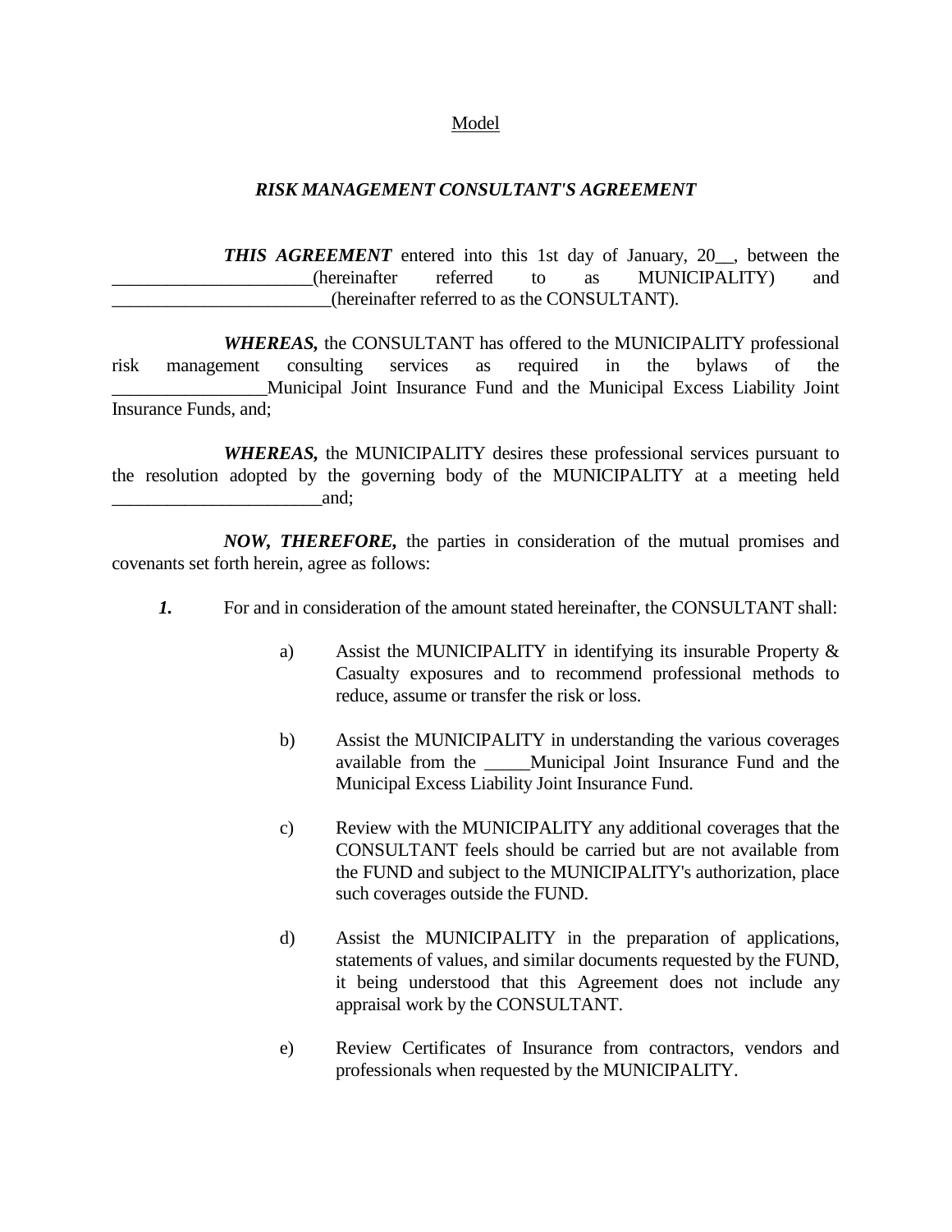Model

***RISK MANAGEMENT CONSULTANT'S AGREEMENT***

***THIS AGREEMENT*** entered into this 1st day of January, 20__, between the ______________________(hereinafter referred to as MUNICIPALITY) and ________________________(hereinafter referred to as the CONSULTANT).

***WHEREAS,*** the CONSULTANT has offered to the MUNICIPALITY professional risk management consulting services as required in the bylaws of the _________________Municipal Joint Insurance Fund and the Municipal Excess Liability Joint Insurance Funds, and;

***WHEREAS,*** the MUNICIPALITY desires these professional services pursuant to the resolution adopted by the governing body of the MUNICIPALITY at a meeting held ________________________and;

***NOW, THEREFORE,*** the parties in consideration of the mutual promises and covenants set forth herein, agree as follows:

***1.*** For and in consideration of the amount stated hereinafter, the CONSULTANT shall:

a) Assist the MUNICIPALITY in identifying its insurable Property & Casualty exposures and to recommend professional methods to reduce, assume or transfer the risk or loss.

b) Assist the MUNICIPALITY in understanding the various coverages available from the _____Municipal Joint Insurance Fund and the Municipal Excess Liability Joint Insurance Fund.

c) Review with the MUNICIPALITY any additional coverages that the CONSULTANT feels should be carried but are not available from the FUND and subject to the MUNICIPALITY's authorization, place such coverages outside the FUND.

d) Assist the MUNICIPALITY in the preparation of applications, statements of values, and similar documents requested by the FUND, it being understood that this Agreement does not include any appraisal work by the CONSULTANT.

e) Review Certificates of Insurance from contractors, vendors and professionals when requested by the MUNICIPALITY.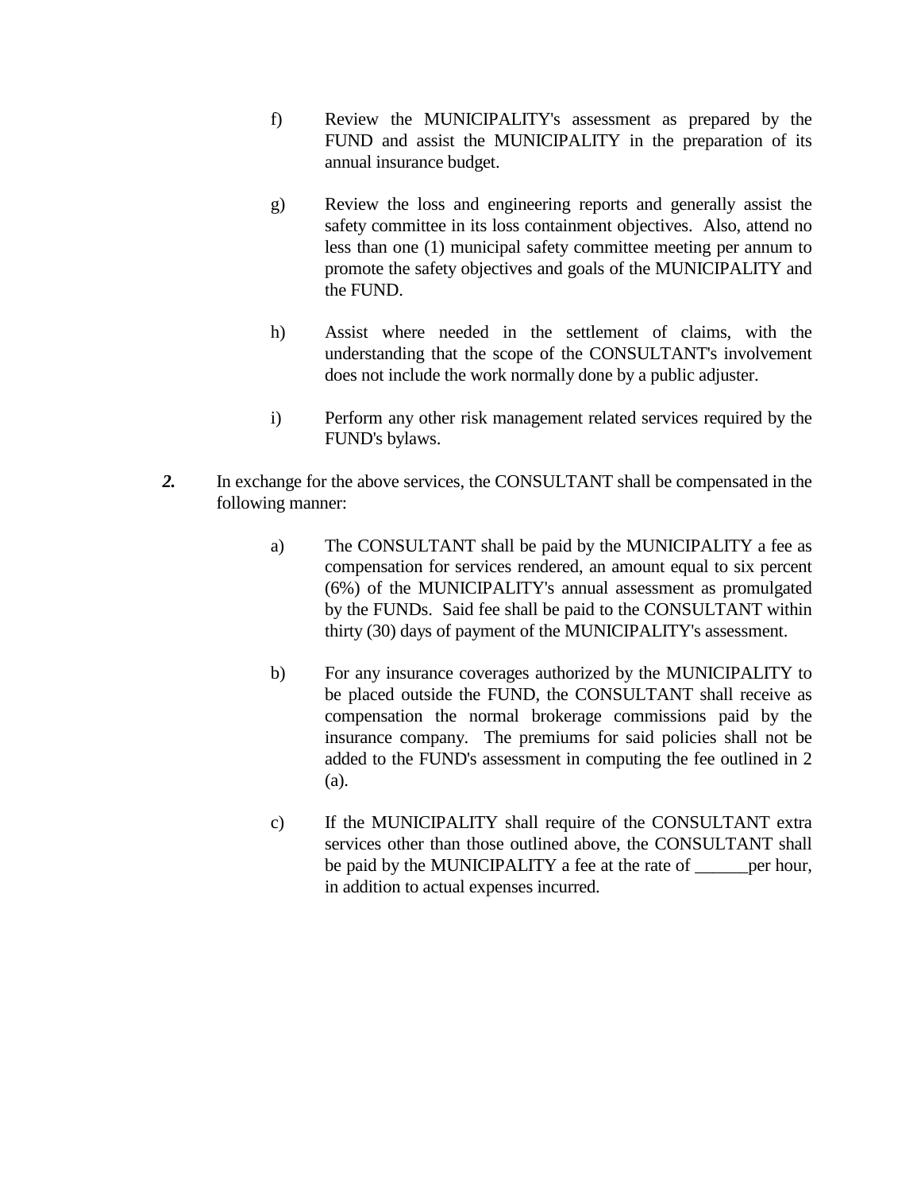f) Review the MUNICIPALITY's assessment as prepared by the FUND and assist the MUNICIPALITY in the preparation of its annual insurance budget.

g) Review the loss and engineering reports and generally assist the safety committee in its loss containment objectives. Also, attend no less than one (1) municipal safety committee meeting per annum to promote the safety objectives and goals of the MUNICIPALITY and the FUND.

h) Assist where needed in the settlement of claims, with the understanding that the scope of the CONSULTANT's involvement does not include the work normally done by a public adjuster.

i) Perform any other risk management related services required by the FUND's bylaws.

***2.*** In exchange for the above services, the CONSULTANT shall be compensated in the following manner:

a) The CONSULTANT shall be paid by the MUNICIPALITY a fee as compensation for services rendered, an amount equal to six percent (6%) of the MUNICIPALITY's annual assessment as promulgated by the FUNDs. Said fee shall be paid to the CONSULTANT within thirty (30) days of payment of the MUNICIPALITY's assessment.

b) For any insurance coverages authorized by the MUNICIPALITY to be placed outside the FUND, the CONSULTANT shall receive as compensation the normal brokerage commissions paid by the insurance company. The premiums for said policies shall not be added to the FUND's assessment in computing the fee outlined in 2 (a).

c) If the MUNICIPALITY shall require of the CONSULTANT extra services other than those outlined above, the CONSULTANT shall be paid by the MUNICIPALITY a fee at the rate of ______per hour, in addition to actual expenses incurred.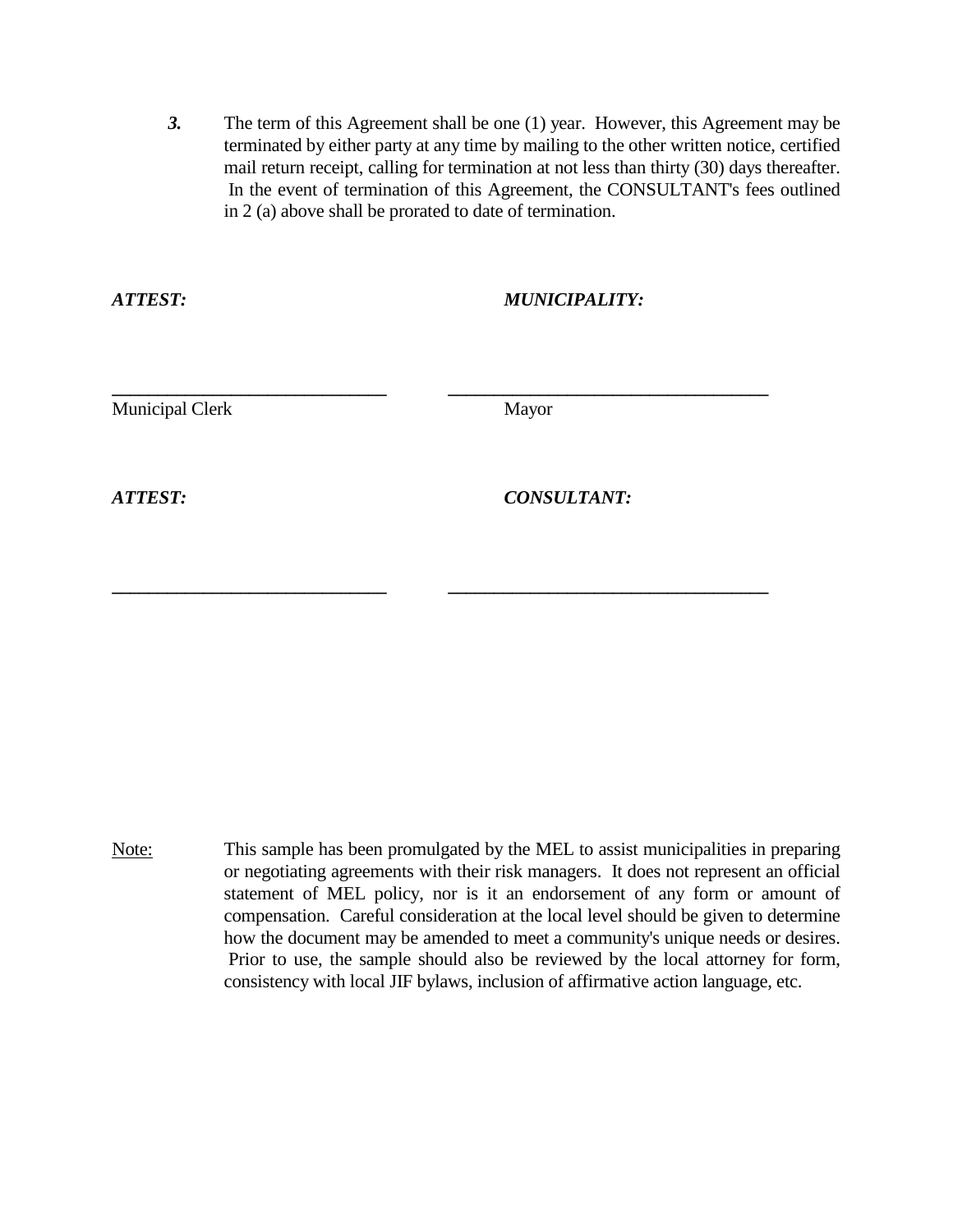***3.*** The term of this Agreement shall be one (1) year. However, this Agreement may be terminated by either party at any time by mailing to the other written notice, certified mail return receipt, calling for termination at not less than thirty (30) days thereafter. In the event of termination of this Agreement, the CONSULTANT's fees outlined in 2 (a) above shall be prorated to date of termination.

| | |
|---|---|
| ***ATTEST:*** | ***MUNICIPALITY:*** |
| ______________________________ | ___________________________________ |
| Municipal Clerk | Mayor |
| ***ATTEST:*** | ***CONSULTANT:*** |
| ______________________________ | ___________________________________ |

Note: This sample has been promulgated by the MEL to assist municipalities in preparing or negotiating agreements with their risk managers. It does not represent an official statement of MEL policy, nor is it an endorsement of any form or amount of compensation. Careful consideration at the local level should be given to determine how the document may be amended to meet a community's unique needs or desires. Prior to use, the sample should also be reviewed by the local attorney for form, consistency with local JIF bylaws, inclusion of affirmative action language, etc.